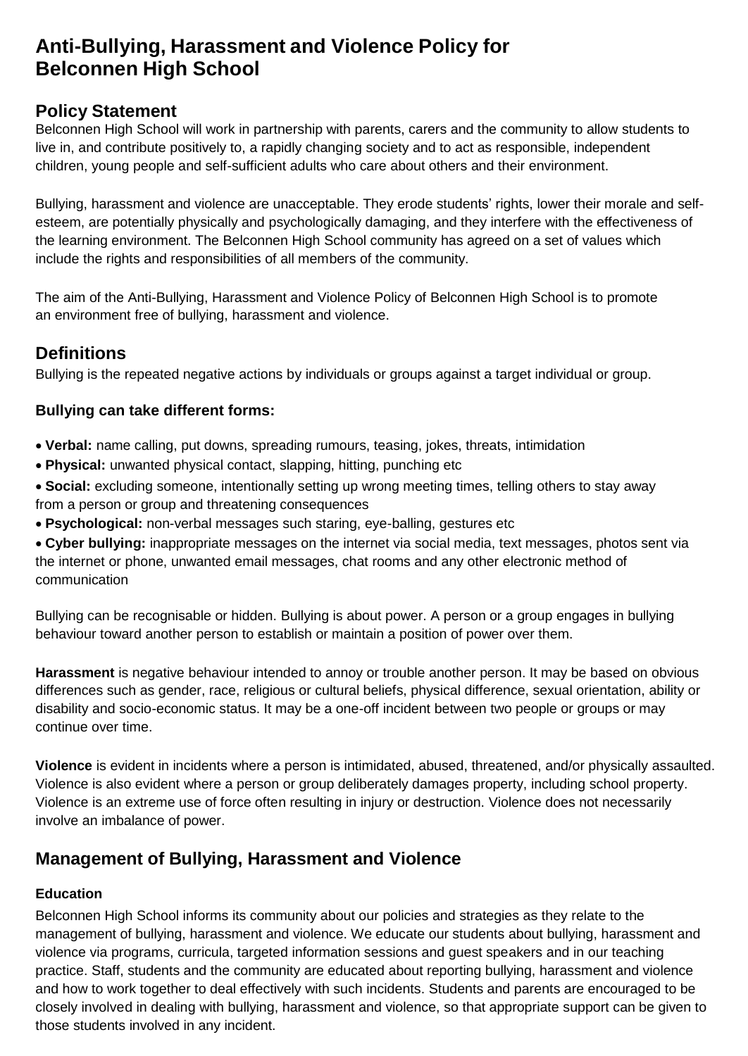# Anti-Bullying, Harassment and Violence Policy for Belconnen High School

## Policy Statement

Belconnen High School will work in partnership with parents, carers and the community to allow students to live in, and contribute positively to, a rapidly changing society and to act as responsible, independent children, young people and self-sufficient adults who care about others and their environment.

Bullying, harassment and violence are unacceptable. They erode students' rights, lower their morale and self-esteem, are potentially physically and psychologically damaging, and they interfere with the effectiveness of the learning environment. The Belconnen High School community has agreed on a set of values which include the rights and responsibilities of all members of the community.

The aim of the Anti-Bullying, Harassment and Violence Policy of Belconnen High School is to promote an environment free of bullying, harassment and violence.

## Definitions

Bullying is the repeated negative actions by individuals or groups against a target individual or group.

### Bullying can take different forms:

- **Verbal:** name calling, put downs, spreading rumours, teasing, jokes, threats, intimidation
- **Physical:** unwanted physical contact, slapping, hitting, punching etc
- **Social:** excluding someone, intentionally setting up wrong meeting times, telling others to stay away from a person or group and threatening consequences
- **Psychological:** non-verbal messages such staring, eye-balling, gestures etc
- **Cyber bullying:** inappropriate messages on the internet via social media, text messages, photos sent via the internet or phone, unwanted email messages, chat rooms and any other electronic method of communication

Bullying can be recognisable or hidden. Bullying is about power. A person or a group engages in bullying behaviour toward another person to establish or maintain a position of power over them.

**Harassment** is negative behaviour intended to annoy or trouble another person. It may be based on obvious differences such as gender, race, religious or cultural beliefs, physical difference, sexual orientation, ability or disability and socio-economic status. It may be a one-off incident between two people or groups or may continue over time.

**Violence** is evident in incidents where a person is intimidated, abused, threatened, and/or physically assaulted. Violence is also evident where a person or group deliberately damages property, including school property. Violence is an extreme use of force often resulting in injury or destruction. Violence does not necessarily involve an imbalance of power.

## Management of Bullying, Harassment and Violence

### Education

Belconnen High School informs its community about our policies and strategies as they relate to the management of bullying, harassment and violence. We educate our students about bullying, harassment and violence via programs, curricula, targeted information sessions and guest speakers and in our teaching practice. Staff, students and the community are educated about reporting bullying, harassment and violence and how to work together to deal effectively with such incidents. Students and parents are encouraged to be closely involved in dealing with bullying, harassment and violence, so that appropriate support can be given to those students involved in any incident.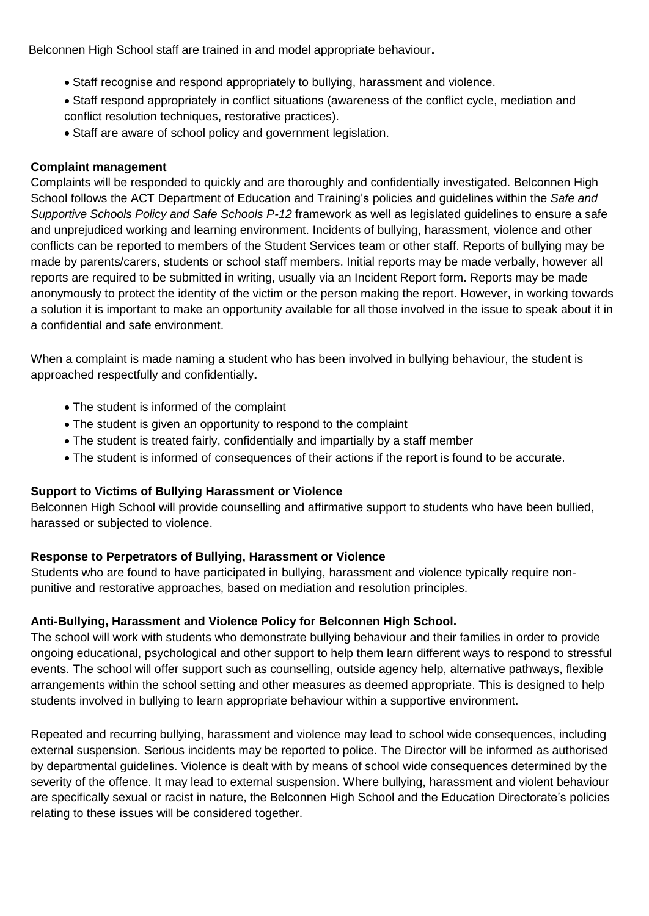Belconnen High School staff are trained in and model appropriate behaviour**.**

- Staff recognise and respond appropriately to bullying, harassment and violence.
- Staff respond appropriately in conflict situations (awareness of the conflict cycle, mediation and conflict resolution techniques, restorative practices).
- Staff are aware of school policy and government legislation.

**Complaint management**

Complaints will be responded to quickly and are thoroughly and confidentially investigated. Belconnen High School follows the ACT Department of Education and Training's policies and guidelines within the *Safe and Supportive Schools Policy and Safe Schools P-12* framework as well as legislated guidelines to ensure a safe and unprejudiced working and learning environment. Incidents of bullying, harassment, violence and other conflicts can be reported to members of the Student Services team or other staff. Reports of bullying may be made by parents/carers, students or school staff members. Initial reports may be made verbally, however all reports are required to be submitted in writing, usually via an Incident Report form. Reports may be made anonymously to protect the identity of the victim or the person making the report. However, in working towards a solution it is important to make an opportunity available for all those involved in the issue to speak about it in a confidential and safe environment.

When a complaint is made naming a student who has been involved in bullying behaviour, the student is approached respectfully and confidentially**.**

- The student is informed of the complaint
- The student is given an opportunity to respond to the complaint
- The student is treated fairly, confidentially and impartially by a staff member
- The student is informed of consequences of their actions if the report is found to be accurate.

**Support to Victims of Bullying Harassment or Violence**

Belconnen High School will provide counselling and affirmative support to students who have been bullied, harassed or subjected to violence.

**Response to Perpetrators of Bullying, Harassment or Violence**

Students who are found to have participated in bullying, harassment and violence typically require non-punitive and restorative approaches, based on mediation and resolution principles.

**Anti-Bullying, Harassment and Violence Policy for Belconnen High School.**

The school will work with students who demonstrate bullying behaviour and their families in order to provide ongoing educational, psychological and other support to help them learn different ways to respond to stressful events. The school will offer support such as counselling, outside agency help, alternative pathways, flexible arrangements within the school setting and other measures as deemed appropriate. This is designed to help students involved in bullying to learn appropriate behaviour within a supportive environment.

Repeated and recurring bullying, harassment and violence may lead to school wide consequences, including external suspension. Serious incidents may be reported to police. The Director will be informed as authorised by departmental guidelines. Violence is dealt with by means of school wide consequences determined by the severity of the offence. It may lead to external suspension. Where bullying, harassment and violent behaviour are specifically sexual or racist in nature, the Belconnen High School and the Education Directorate's policies relating to these issues will be considered together.